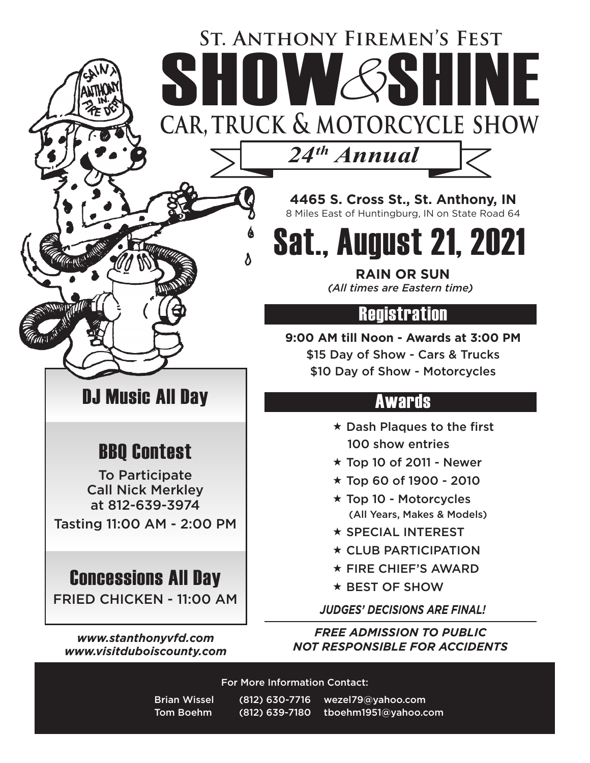# St. Anthony Firemen's Fest

# SHOW & SHINE

## CAR, TRUCK & MOTORCYCLE SHOW

### *24th Annual*

**4465 S. Cross St., St. Anthony, IN**
8 Miles East of Huntingburg, IN on State Road 64

# Sat., August 21, 2021

**RAIN OR SUN**
*(All times are Eastern time)*

## Registration

**9:00 AM till Noon - Awards at 3:00 PM**
$15 Day of Show - Cars & Trucks
$10 Day of Show - Motorcycles

## Awards

- Dash Plaques to the first 100 show entries
- Top 10 of 2011 - Newer
- Top 60 of 1900 - 2010
- Top 10 - Motorcycles (All Years, Makes & Models)
- SPECIAL INTEREST
- CLUB PARTICIPATION
- FIRE CHIEF'S AWARD
- BEST OF SHOW

***JUDGES' DECISIONS ARE FINAL!***

## DJ Music All Day

## BBQ Contest

To Participate
Call Nick Merkley
at 812-639-3974

Tasting 11:00 AM - 2:00 PM

## Concessions All Day

FRIED CHICKEN - 11:00 AM

***www.stanthonyvfd.com***
***www.visitduboiscounty.com***

***FREE ADMISSION TO PUBLIC***
***NOT RESPONSIBLE FOR ACCIDENTS***

For More Information Contact:

Brian Wissel (812) 630-7716 wezel79@yahoo.com
Tom Boehm (812) 639-7180 tboehm1951@yahoo.com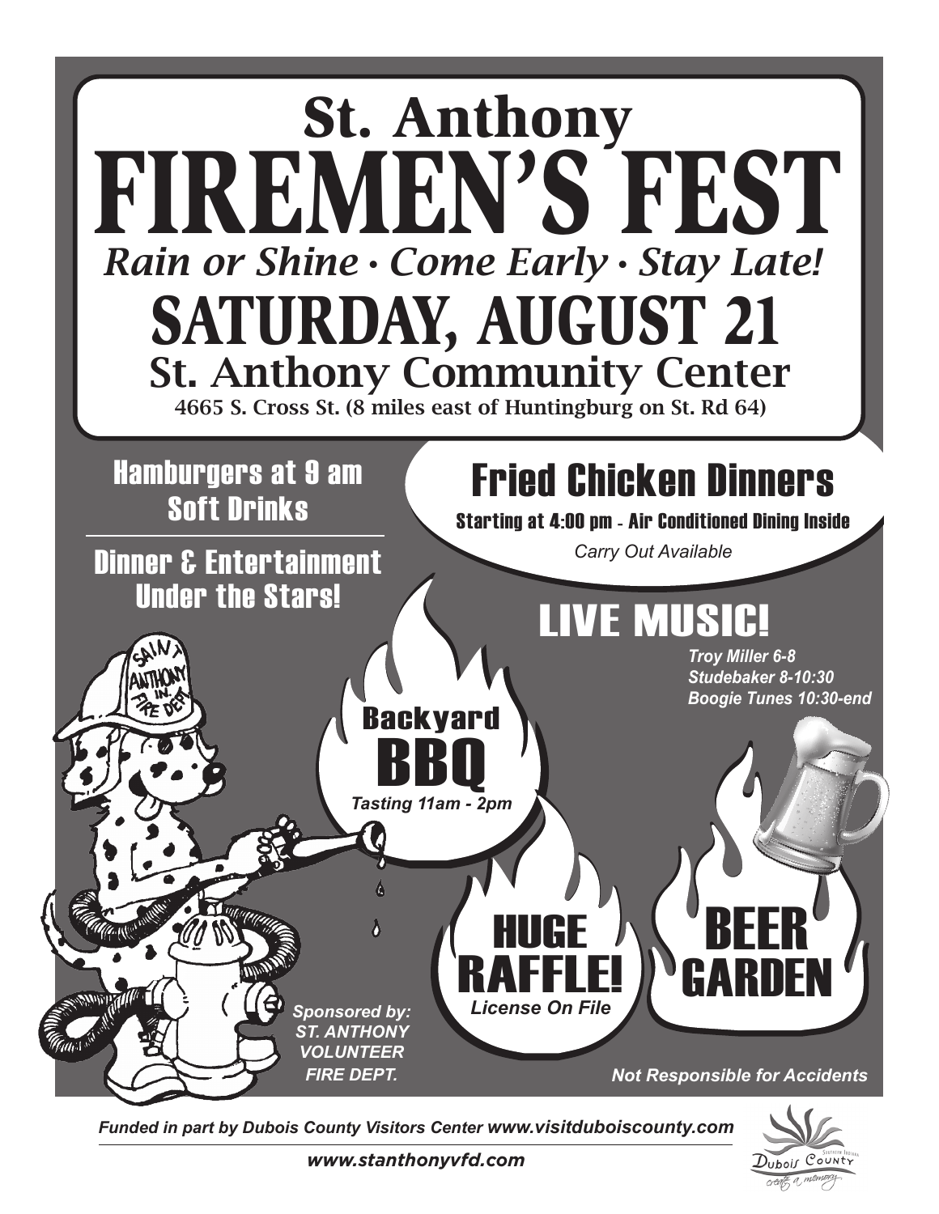# St. Anthony
# FIREMEN'S FEST

*Rain or Shine • Come Early • Stay Late!*

## SATURDAY, AUGUST 21

### St. Anthony Community Center

4665 S. Cross St. (8 miles east of Huntingburg on St. Rd 64)

Hamburgers at 9 am
Soft Drinks

Dinner & Entertainment Under the Stars!

## Fried Chicken Dinners

Starting at 4:00 pm - Air Conditioned Dining Inside

*Carry Out Available*

## LIVE MUSIC!

*Troy Miller 6-8*
*Studebaker 8-10:30*
*Boogie Tunes 10:30-end*

SAINT ANTHONY IN. FIRE DEPT.

Backyard
**BBQ**
*Tasting 11am - 2pm*

**HUGE RAFFLE!**
*License On File*

**BEER GARDEN**

*Sponsored by: ST. ANTHONY VOLUNTEER FIRE DEPT.*

*Not Responsible for Accidents*

*Funded in part by Dubois County Visitors Center www.visitduboiscounty.com*

*www.stanthonyvfd.com*

Southern Indiana Dubois County create a memory